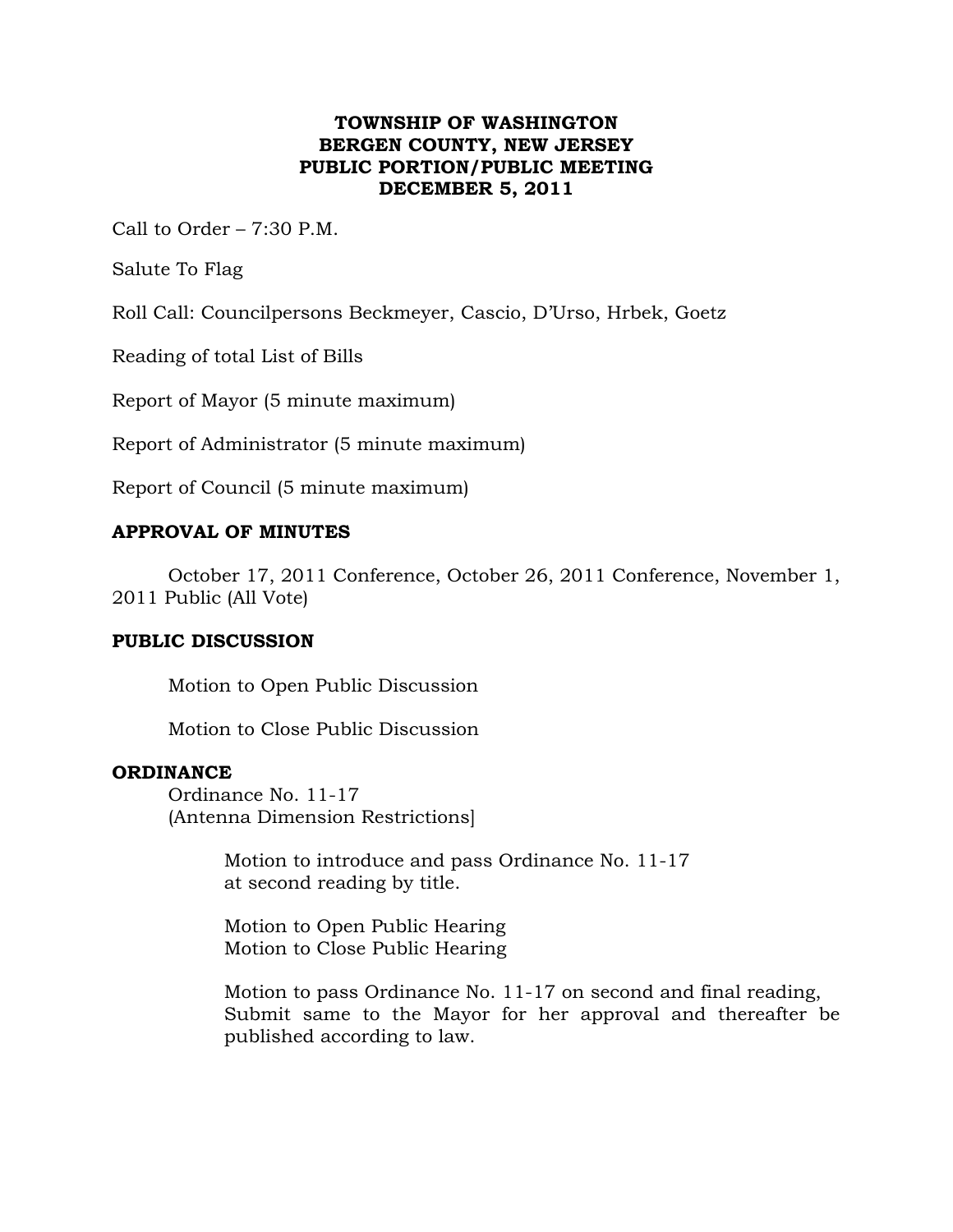**TOWNSHIP OF WASHINGTON**
**BERGEN COUNTY, NEW JERSEY**
**PUBLIC PORTION/PUBLIC MEETING**
**DECEMBER 5, 2011**

Call to Order – 7:30 P.M.

Salute To Flag

Roll Call: Councilpersons Beckmeyer, Cascio, D'Urso, Hrbek, Goetz

Reading of total List of Bills

Report of Mayor (5 minute maximum)

Report of Administrator (5 minute maximum)

Report of Council (5 minute maximum)

## APPROVAL OF MINUTES

October 17, 2011 Conference, October 26, 2011 Conference, November 1, 2011 Public (All Vote)

## PUBLIC DISCUSSION

Motion to Open Public Discussion

Motion to Close Public Discussion

## ORDINANCE

Ordinance No. 11-17
(Antenna Dimension Restrictions]

Motion to introduce and pass Ordinance No. 11-17 at second reading by title.

Motion to Open Public Hearing
Motion to Close Public Hearing

Motion to pass Ordinance No. 11-17 on second and final reading, Submit same to the Mayor for her approval and thereafter be published according to law.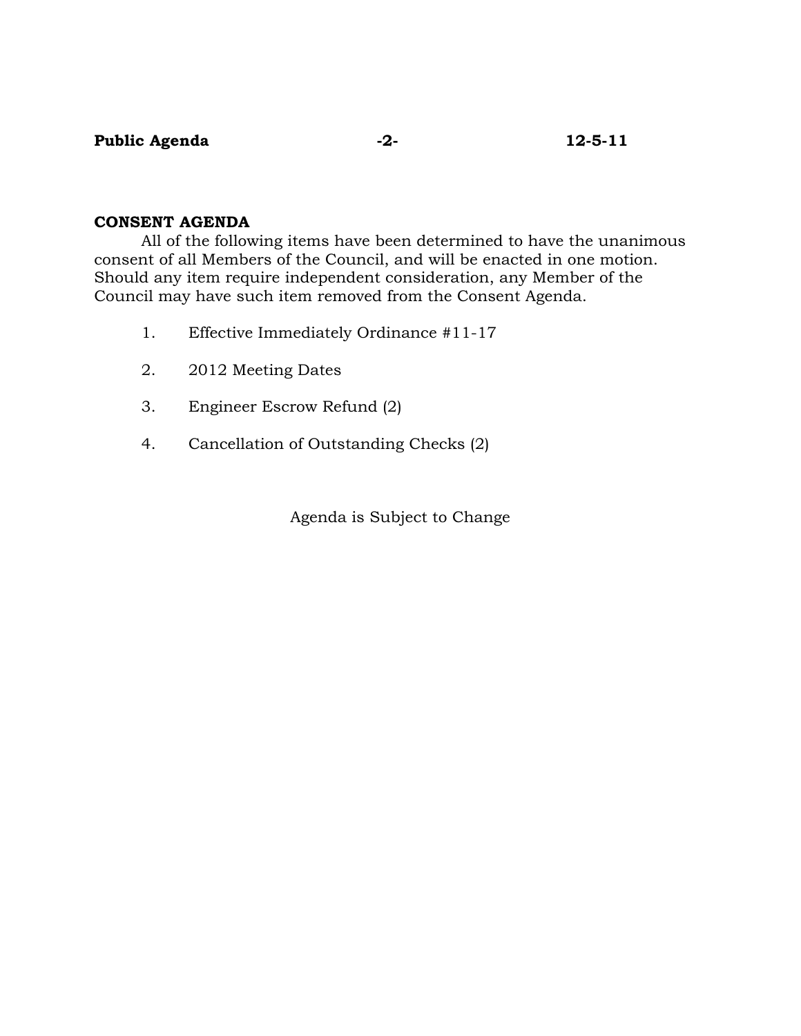## CONSENT AGENDA

All of the following items have been determined to have the unanimous consent of all Members of the Council, and will be enacted in one motion. Should any item require independent consideration, any Member of the Council may have such item removed from the Consent Agenda.

1. Effective Immediately Ordinance #11-17
2. 2012 Meeting Dates
3. Engineer Escrow Refund (2)
4. Cancellation of Outstanding Checks (2)

Agenda is Subject to Change